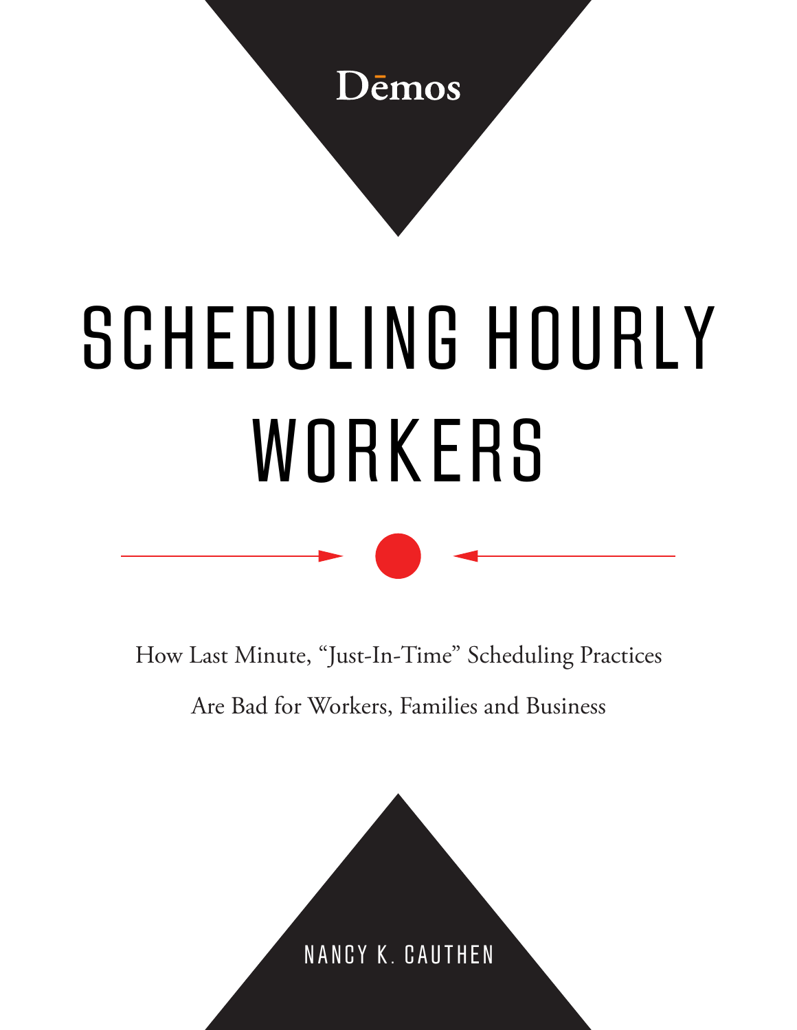Dēmos

# SCHEDULING HOURLY WORKERS

How Last Minute, "Just-In-Time" Scheduling Practices Are Bad for Workers, Families and Business

NANCY K. CAUTHEN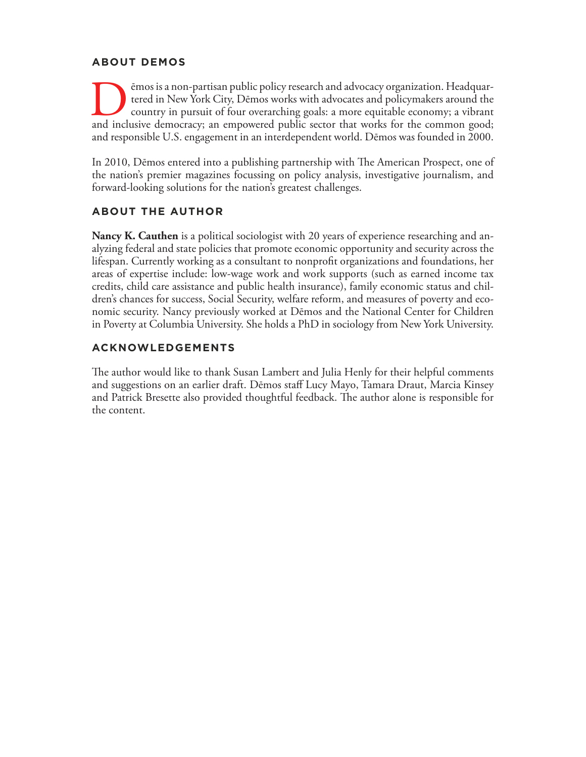## ABOUT DEMOS

Dēmos is a non-partisan public policy research and advocacy organization. Headquartered in New York City, Dēmos works with advocates and policymakers around the country in pursuit of four overarching goals: a more equitable economy; a vibrant and inclusive democracy; an empowered public sector that works for the common good; and responsible U.S. engagement in an interdependent world. Dēmos was founded in 2000.

In 2010, Dēmos entered into a publishing partnership with The American Prospect, one of the nation's premier magazines focussing on policy analysis, investigative journalism, and forward-looking solutions for the nation's greatest challenges.

## ABOUT THE AUTHOR

**Nancy K. Cauthen** is a political sociologist with 20 years of experience researching and analyzing federal and state policies that promote economic opportunity and security across the lifespan. Currently working as a consultant to nonprofit organizations and foundations, her areas of expertise include: low-wage work and work supports (such as earned income tax credits, child care assistance and public health insurance), family economic status and children's chances for success, Social Security, welfare reform, and measures of poverty and economic security. Nancy previously worked at Dēmos and the National Center for Children in Poverty at Columbia University. She holds a PhD in sociology from New York University.

## ACKNOWLEDGEMENTS

The author would like to thank Susan Lambert and Julia Henly for their helpful comments and suggestions on an earlier draft. Dēmos staff Lucy Mayo, Tamara Draut, Marcia Kinsey and Patrick Bresette also provided thoughtful feedback. The author alone is responsible for the content.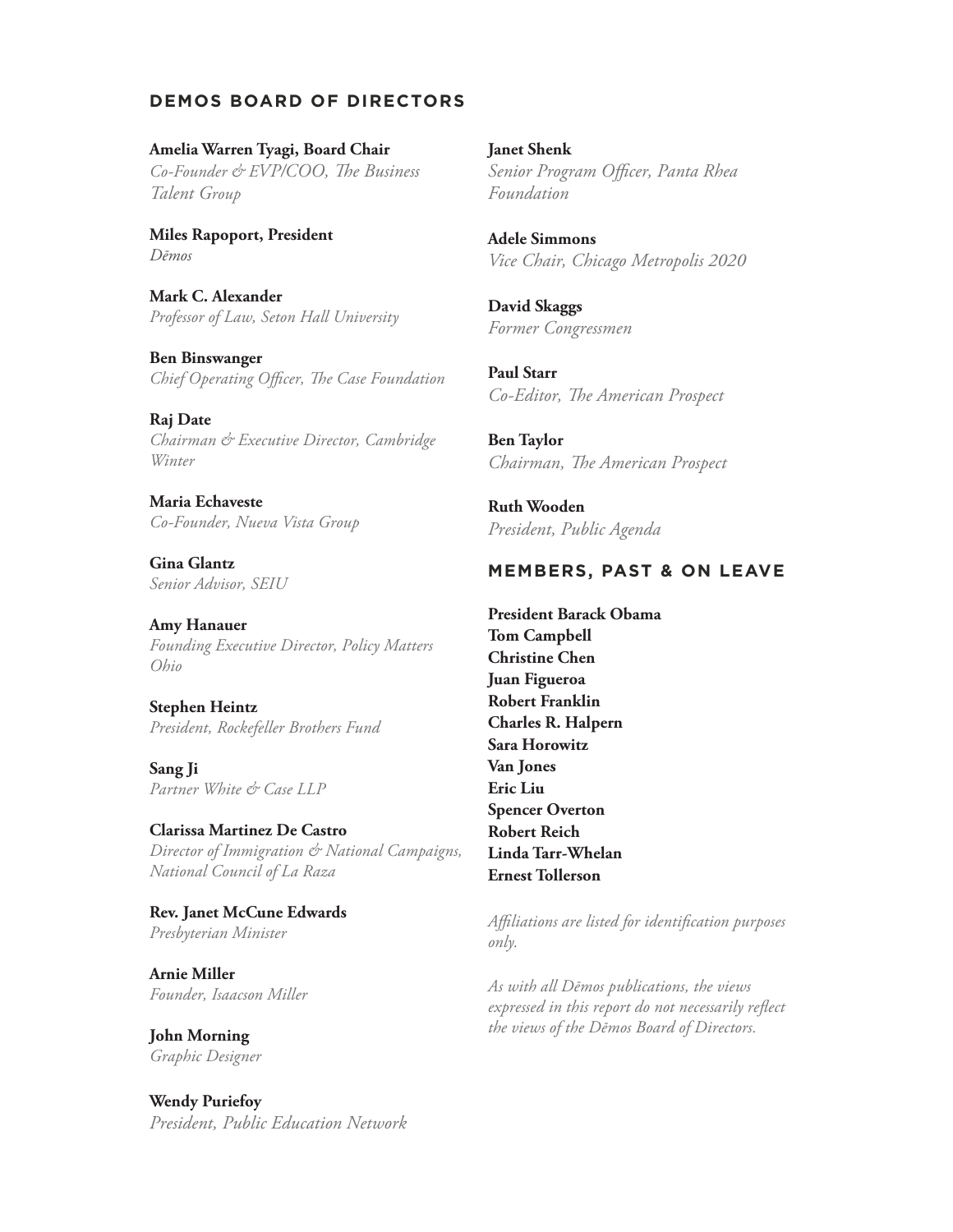## DEMOS BOARD OF DIRECTORS

**Amelia Warren Tyagi, Board Chair**
*Co-Founder & EVP/COO, The Business Talent Group*

**Miles Rapoport, President**
*Dēmos*

**Mark C. Alexander**
*Professor of Law, Seton Hall University*

**Ben Binswanger**
*Chief Operating Officer, The Case Foundation*

**Raj Date**
*Chairman & Executive Director, Cambridge Winter*

**Maria Echaveste**
*Co-Founder, Nueva Vista Group*

**Gina Glantz**
*Senior Advisor, SEIU*

**Amy Hanauer**
*Founding Executive Director, Policy Matters Ohio*

**Stephen Heintz**
*President, Rockefeller Brothers Fund*

**Sang Ji**
*Partner White & Case LLP*

**Clarissa Martinez De Castro**
*Director of Immigration & National Campaigns, National Council of La Raza*

**Rev. Janet McCune Edwards**
*Presbyterian Minister*

**Arnie Miller**
*Founder, Isaacson Miller*

**John Morning**
*Graphic Designer*

**Wendy Puriefoy**
*President, Public Education Network*

**Janet Shenk**
*Senior Program Officer, Panta Rhea Foundation*

**Adele Simmons**
*Vice Chair, Chicago Metropolis 2020*

**David Skaggs**
*Former Congressmen*

**Paul Starr**
*Co-Editor, The American Prospect*

**Ben Taylor**
*Chairman, The American Prospect*

**Ruth Wooden**
*President, Public Agenda*

## MEMBERS, PAST & ON LEAVE

**President Barack Obama**
**Tom Campbell**
**Christine Chen**
**Juan Figueroa**
**Robert Franklin**
**Charles R. Halpern**
**Sara Horowitz**
**Van Jones**
**Eric Liu**
**Spencer Overton**
**Robert Reich**
**Linda Tarr-Whelan**
**Ernest Tollerson**

*Affiliations are listed for identification purposes only.*

*As with all Dēmos publications, the views expressed in this report do not necessarily reflect the views of the Dēmos Board of Directors.*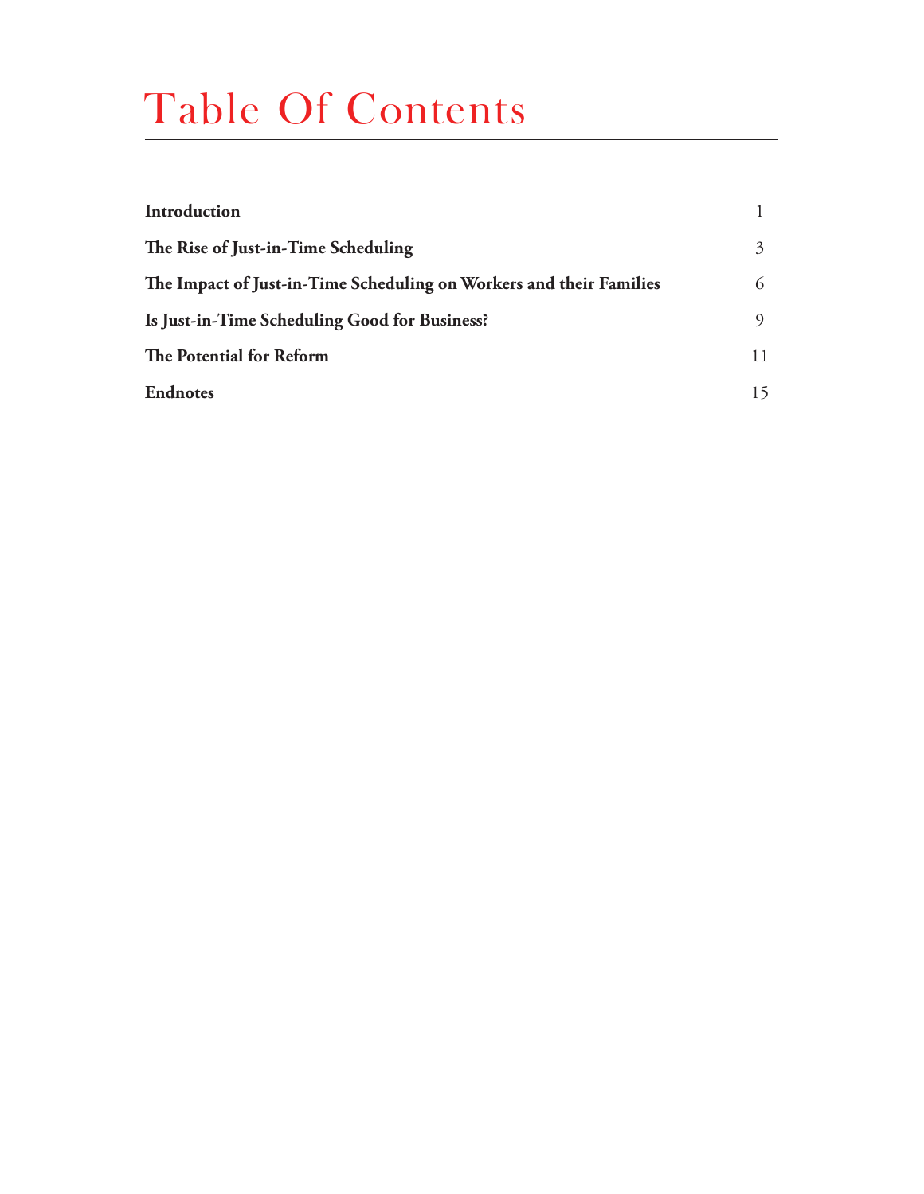# Table Of Contents

| | |
|---|---|
| **Introduction** | 1 |
| **The Rise of Just-in-Time Scheduling** | 3 |
| **The Impact of Just-in-Time Scheduling on Workers and their Families** | 6 |
| **Is Just-in-Time Scheduling Good for Business?** | 9 |
| **The Potential for Reform** | 11 |
| **Endnotes** | 15 |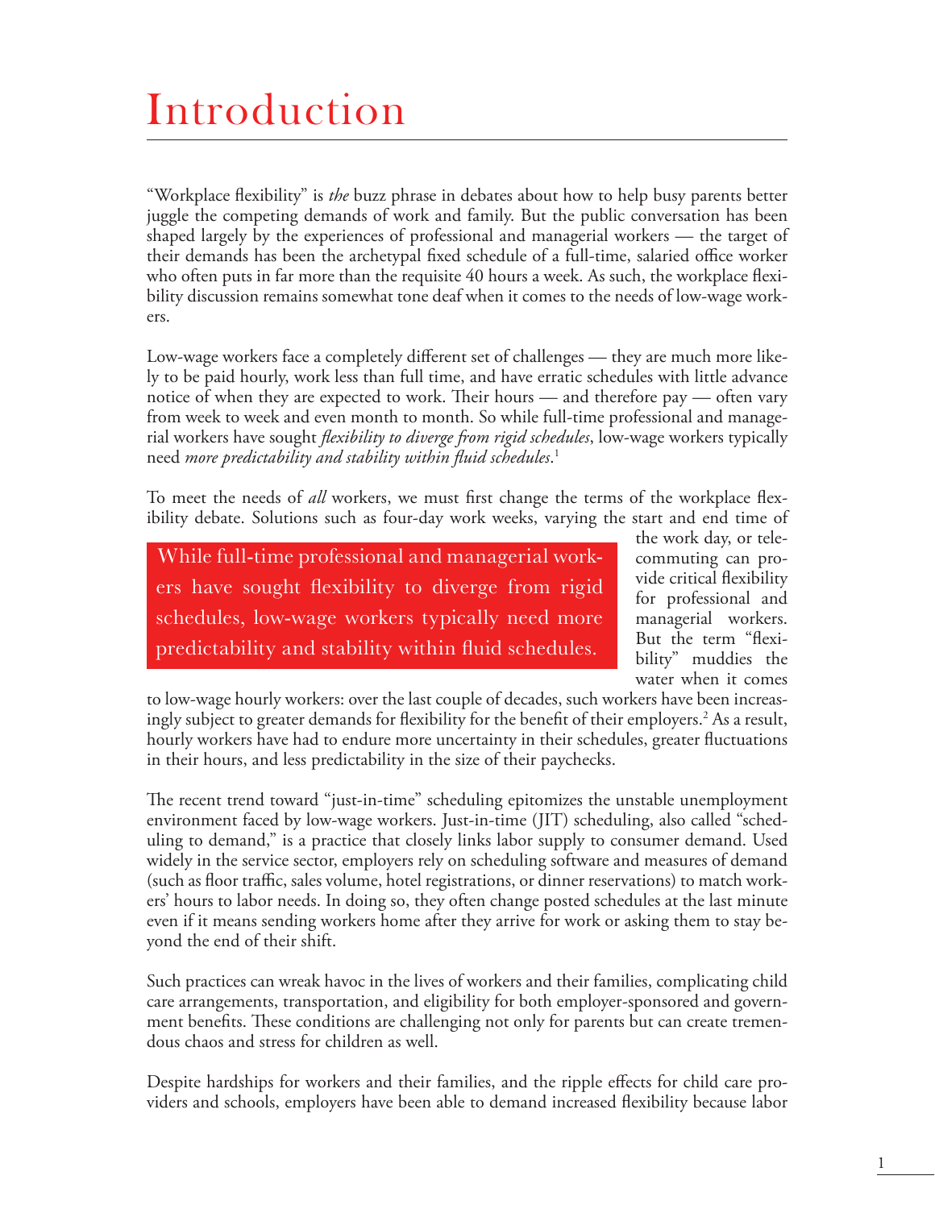# Introduction

"Workplace flexibility" is *the* buzz phrase in debates about how to help busy parents better juggle the competing demands of work and family. But the public conversation has been shaped largely by the experiences of professional and managerial workers — the target of their demands has been the archetypal fixed schedule of a full-time, salaried office worker who often puts in far more than the requisite 40 hours a week. As such, the workplace flexibility discussion remains somewhat tone deaf when it comes to the needs of low-wage workers.

Low-wage workers face a completely different set of challenges — they are much more likely to be paid hourly, work less than full time, and have erratic schedules with little advance notice of when they are expected to work. Their hours — and therefore pay — often vary from week to week and even month to month. So while full-time professional and managerial workers have sought *flexibility to diverge from rigid schedules*, low-wage workers typically need *more predictability and stability within fluid schedules*.[1]

To meet the needs of *all* workers, we must first change the terms of the workplace flexibility debate. Solutions such as four-day work weeks, varying the start and end time of the work day, or telecommuting can provide critical flexibility for professional and managerial workers. But the term "flexibility" muddies the water when it comes to low-wage hourly workers: over the last couple of decades, such workers have been increasingly subject to greater demands for flexibility for the benefit of their employers.[2] As a result, hourly workers have had to endure more uncertainty in their schedules, greater fluctuations in their hours, and less predictability in the size of their paychecks.

> While full-time professional and managerial workers have sought flexibility to diverge from rigid schedules, low-wage workers typically need more predictability and stability within fluid schedules.

The recent trend toward "just-in-time" scheduling epitomizes the unstable unemployment environment faced by low-wage workers. Just-in-time (JIT) scheduling, also called "scheduling to demand," is a practice that closely links labor supply to consumer demand. Used widely in the service sector, employers rely on scheduling software and measures of demand (such as floor traffic, sales volume, hotel registrations, or dinner reservations) to match workers' hours to labor needs. In doing so, they often change posted schedules at the last minute even if it means sending workers home after they arrive for work or asking them to stay beyond the end of their shift.

Such practices can wreak havoc in the lives of workers and their families, complicating child care arrangements, transportation, and eligibility for both employer-sponsored and government benefits. These conditions are challenging not only for parents but can create tremendous chaos and stress for children as well.

Despite hardships for workers and their families, and the ripple effects for child care providers and schools, employers have been able to demand increased flexibility because labor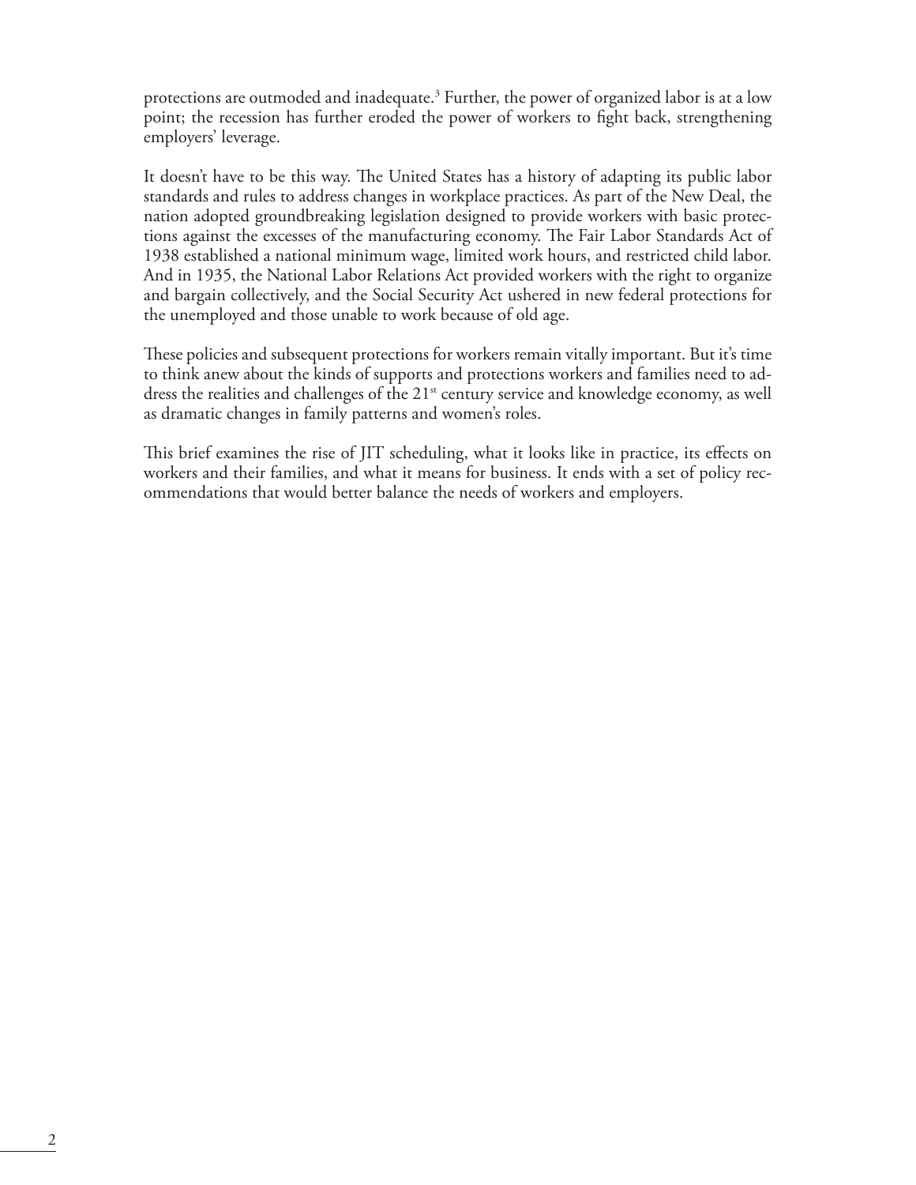protections are outmoded and inadequate.[3] Further, the power of organized labor is at a low point; the recession has further eroded the power of workers to fight back, strengthening employers' leverage.

It doesn't have to be this way. The United States has a history of adapting its public labor standards and rules to address changes in workplace practices. As part of the New Deal, the nation adopted groundbreaking legislation designed to provide workers with basic protections against the excesses of the manufacturing economy. The Fair Labor Standards Act of 1938 established a national minimum wage, limited work hours, and restricted child labor. And in 1935, the National Labor Relations Act provided workers with the right to organize and bargain collectively, and the Social Security Act ushered in new federal protections for the unemployed and those unable to work because of old age.

These policies and subsequent protections for workers remain vitally important. But it's time to think anew about the kinds of supports and protections workers and families need to address the realities and challenges of the 21st century service and knowledge economy, as well as dramatic changes in family patterns and women's roles.

This brief examines the rise of JIT scheduling, what it looks like in practice, its effects on workers and their families, and what it means for business. It ends with a set of policy recommendations that would better balance the needs of workers and employers.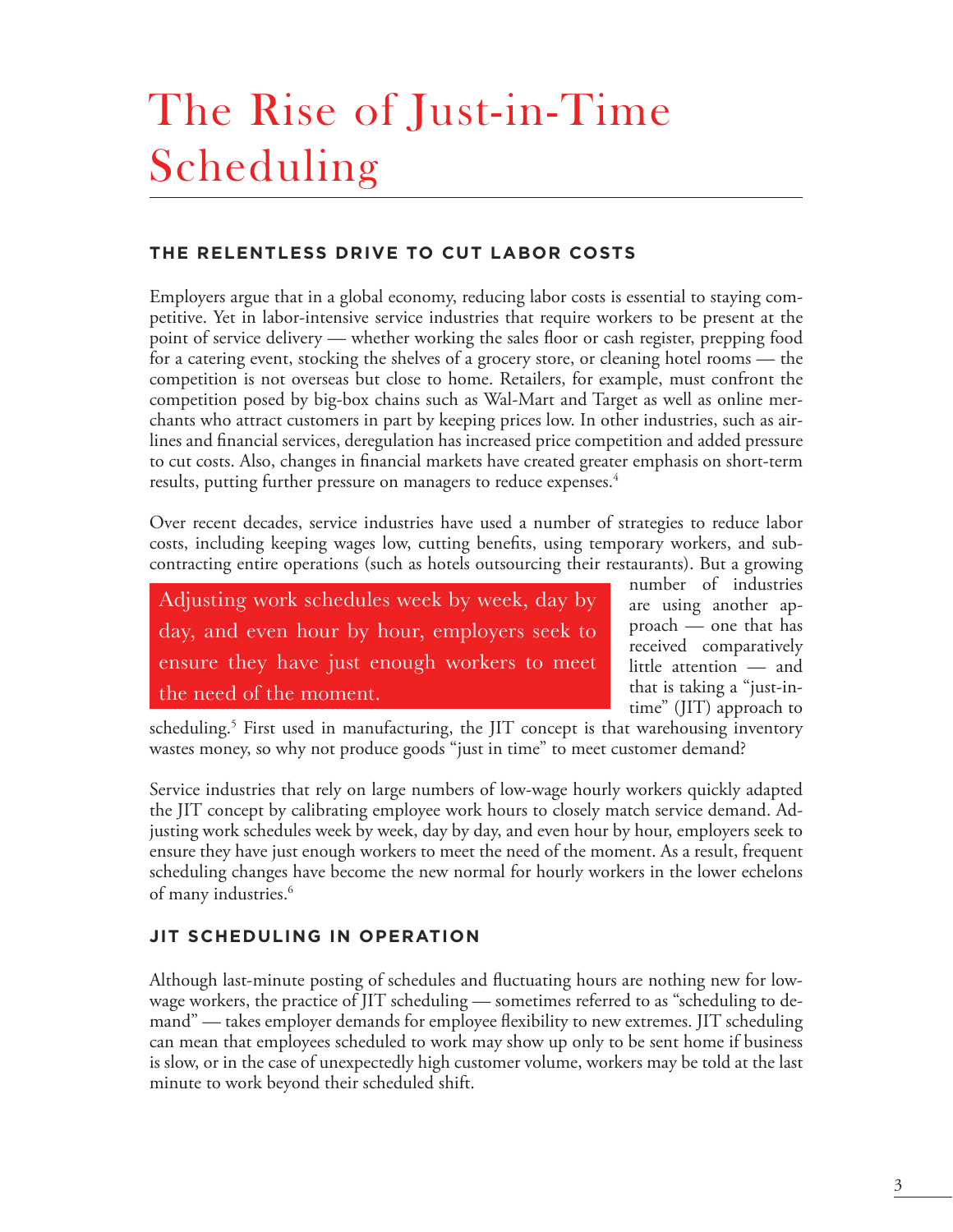# The Rise of Just-in-Time Scheduling

## THE RELENTLESS DRIVE TO CUT LABOR COSTS

Employers argue that in a global economy, reducing labor costs is essential to staying competitive. Yet in labor-intensive service industries that require workers to be present at the point of service delivery — whether working the sales floor or cash register, prepping food for a catering event, stocking the shelves of a grocery store, or cleaning hotel rooms — the competition is not overseas but close to home. Retailers, for example, must confront the competition posed by big-box chains such as Wal-Mart and Target as well as online merchants who attract customers in part by keeping prices low. In other industries, such as airlines and financial services, deregulation has increased price competition and added pressure to cut costs. Also, changes in financial markets have created greater emphasis on short-term results, putting further pressure on managers to reduce expenses.[4]

Over recent decades, service industries have used a number of strategies to reduce labor costs, including keeping wages low, cutting benefits, using temporary workers, and subcontracting entire operations (such as hotels outsourcing their restaurants). But a growing number of industries are using another approach — one that has received comparatively little attention — and that is taking a "just-in-time" (JIT) approach to scheduling.[5] First used in manufacturing, the JIT concept is that warehousing inventory wastes money, so why not produce goods "just in time" to meet customer demand?

> Adjusting work schedules week by week, day by day, and even hour by hour, employers seek to ensure they have just enough workers to meet the need of the moment.

Service industries that rely on large numbers of low-wage hourly workers quickly adapted the JIT concept by calibrating employee work hours to closely match service demand. Adjusting work schedules week by week, day by day, and even hour by hour, employers seek to ensure they have just enough workers to meet the need of the moment. As a result, frequent scheduling changes have become the new normal for hourly workers in the lower echelons of many industries.[6]

## JIT SCHEDULING IN OPERATION

Although last-minute posting of schedules and fluctuating hours are nothing new for low-wage workers, the practice of JIT scheduling — sometimes referred to as "scheduling to demand" — takes employer demands for employee flexibility to new extremes. JIT scheduling can mean that employees scheduled to work may show up only to be sent home if business is slow, or in the case of unexpectedly high customer volume, workers may be told at the last minute to work beyond their scheduled shift.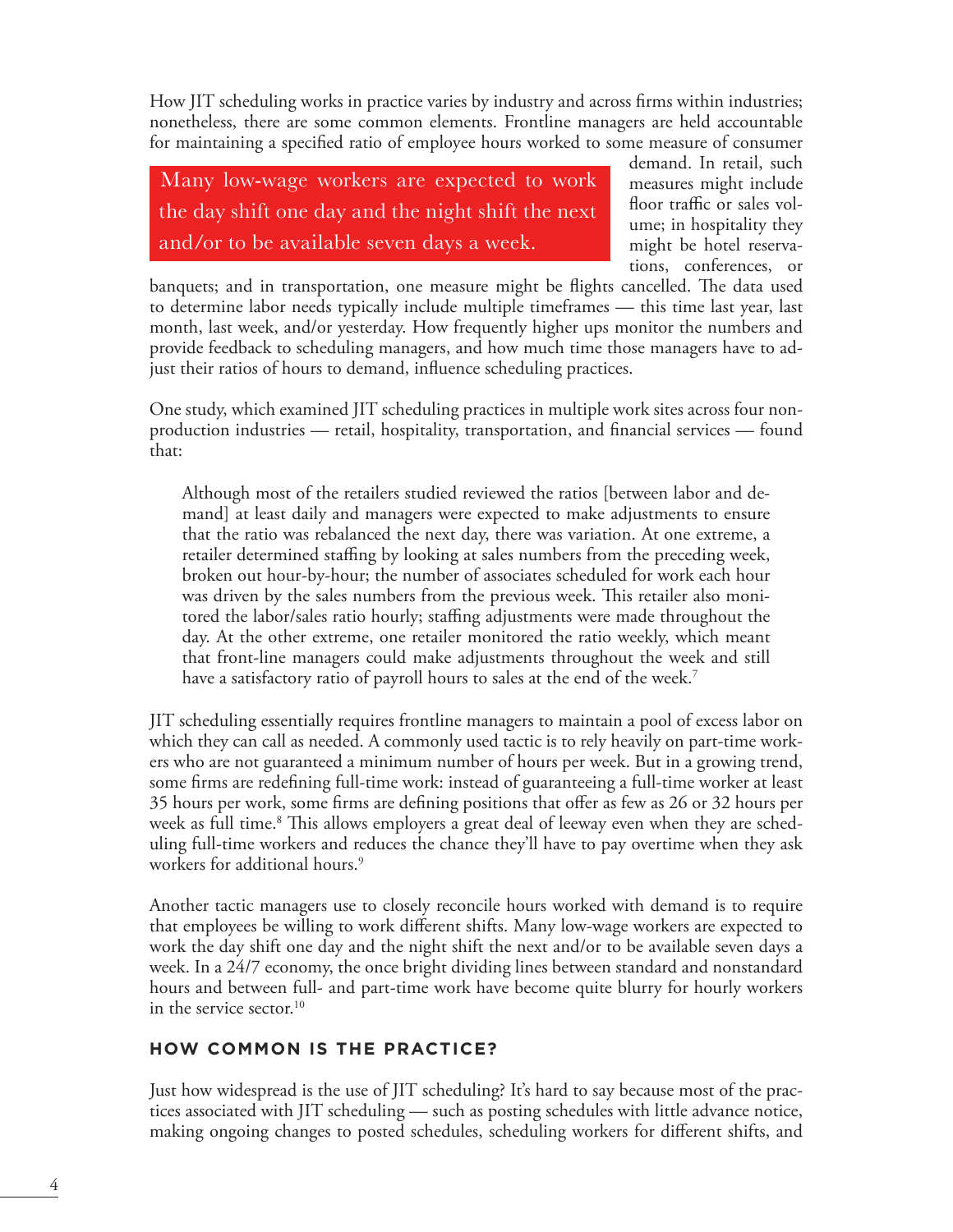How JIT scheduling works in practice varies by industry and across firms within industries; nonetheless, there are some common elements. Frontline managers are held accountable for maintaining a specified ratio of employee hours worked to some measure of consumer demand. In retail, such measures might include floor traffic or sales volume; in hospitality they might be hotel reservations, conferences, or banquets; and in transportation, one measure might be flights cancelled. The data used to determine labor needs typically include multiple timeframes — this time last year, last month, last week, and/or yesterday. How frequently higher ups monitor the numbers and provide feedback to scheduling managers, and how much time those managers have to adjust their ratios of hours to demand, influence scheduling practices.

> Many low-wage workers are expected to work the day shift one day and the night shift the next and/or to be available seven days a week.

One study, which examined JIT scheduling practices in multiple work sites across four non-production industries — retail, hospitality, transportation, and financial services — found that:

> Although most of the retailers studied reviewed the ratios [between labor and demand] at least daily and managers were expected to make adjustments to ensure that the ratio was rebalanced the next day, there was variation. At one extreme, a retailer determined staffing by looking at sales numbers from the preceding week, broken out hour-by-hour; the number of associates scheduled for work each hour was driven by the sales numbers from the previous week. This retailer also monitored the labor/sales ratio hourly; staffing adjustments were made throughout the day. At the other extreme, one retailer monitored the ratio weekly, which meant that front-line managers could make adjustments throughout the week and still have a satisfactory ratio of payroll hours to sales at the end of the week.[7]

JIT scheduling essentially requires frontline managers to maintain a pool of excess labor on which they can call as needed. A commonly used tactic is to rely heavily on part-time workers who are not guaranteed a minimum number of hours per week. But in a growing trend, some firms are redefining full-time work: instead of guaranteeing a full-time worker at least 35 hours per work, some firms are defining positions that offer as few as 26 or 32 hours per week as full time.[8] This allows employers a great deal of leeway even when they are scheduling full-time workers and reduces the chance they'll have to pay overtime when they ask workers for additional hours.[9]

Another tactic managers use to closely reconcile hours worked with demand is to require that employees be willing to work different shifts. Many low-wage workers are expected to work the day shift one day and the night shift the next and/or to be available seven days a week. In a 24/7 economy, the once bright dividing lines between standard and nonstandard hours and between full- and part-time work have become quite blurry for hourly workers in the service sector.[10]

## HOW COMMON IS THE PRACTICE?

Just how widespread is the use of JIT scheduling? It's hard to say because most of the practices associated with JIT scheduling — such as posting schedules with little advance notice, making ongoing changes to posted schedules, scheduling workers for different shifts, and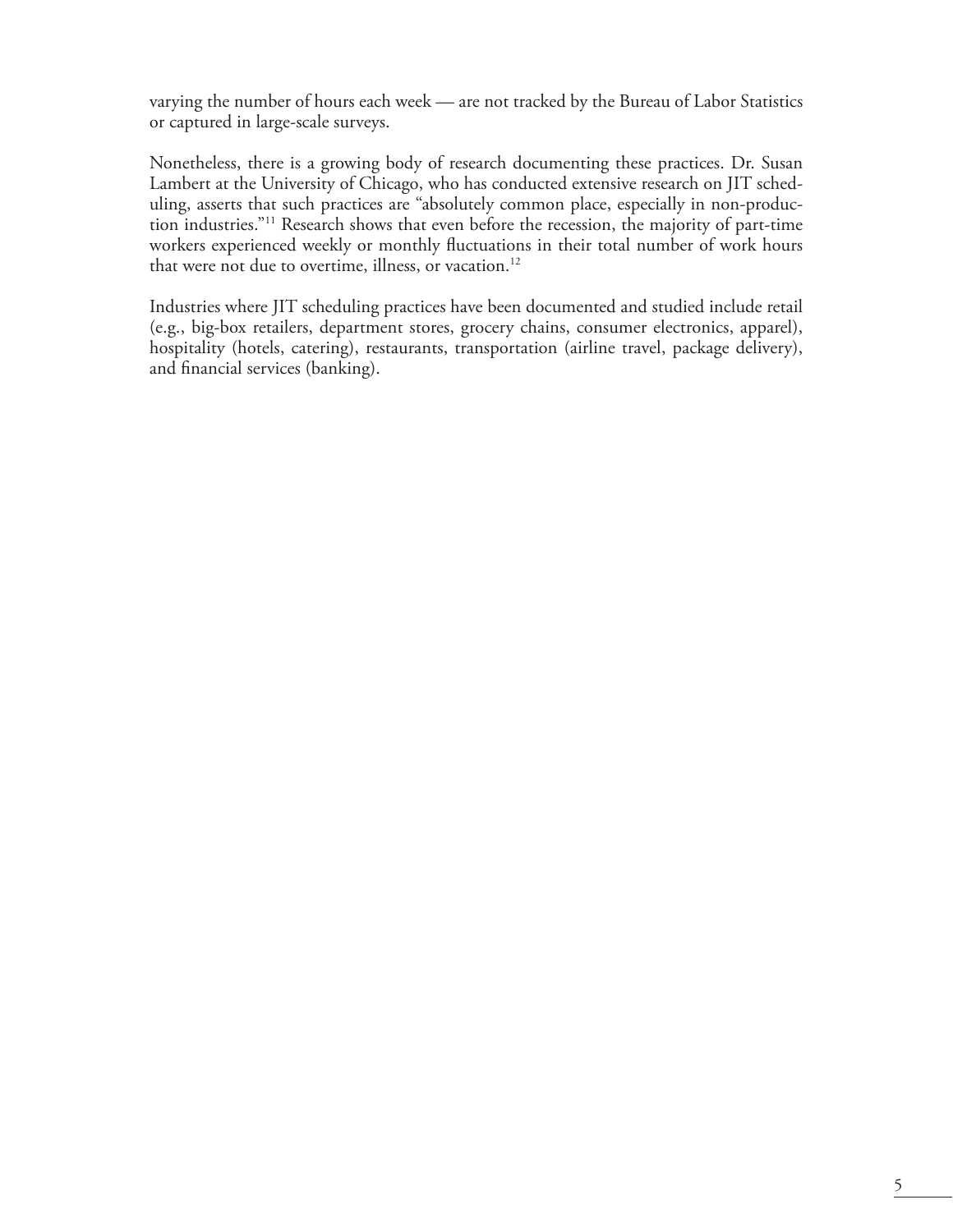varying the number of hours each week — are not tracked by the Bureau of Labor Statistics or captured in large-scale surveys.

Nonetheless, there is a growing body of research documenting these practices. Dr. Susan Lambert at the University of Chicago, who has conducted extensive research on JIT scheduling, asserts that such practices are "absolutely common place, especially in non-production industries."[11] Research shows that even before the recession, the majority of part-time workers experienced weekly or monthly fluctuations in their total number of work hours that were not due to overtime, illness, or vacation.[12]

Industries where JIT scheduling practices have been documented and studied include retail (e.g., big-box retailers, department stores, grocery chains, consumer electronics, apparel), hospitality (hotels, catering), restaurants, transportation (airline travel, package delivery), and financial services (banking).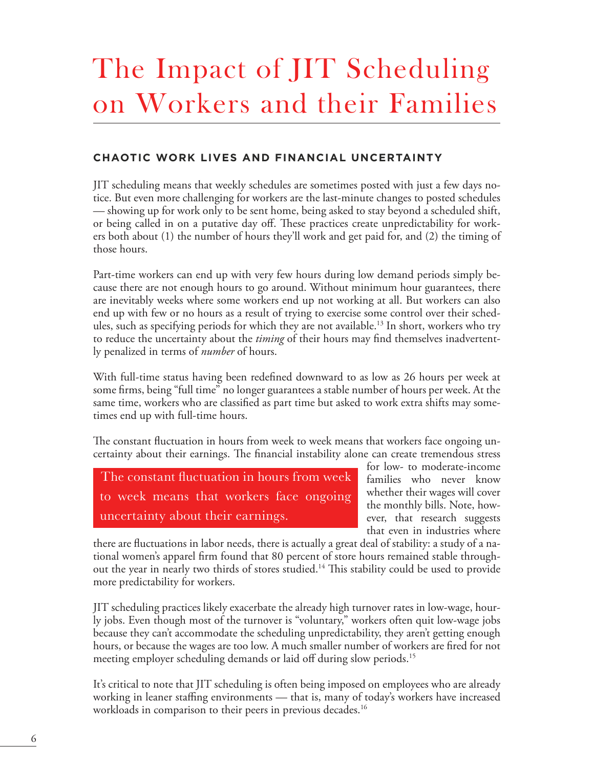# The Impact of JIT Scheduling on Workers and their Families

## CHAOTIC WORK LIVES AND FINANCIAL UNCERTAINTY

JIT scheduling means that weekly schedules are sometimes posted with just a few days notice. But even more challenging for workers are the last-minute changes to posted schedules — showing up for work only to be sent home, being asked to stay beyond a scheduled shift, or being called in on a putative day off. These practices create unpredictability for workers both about (1) the number of hours they'll work and get paid for, and (2) the timing of those hours.

Part-time workers can end up with very few hours during low demand periods simply because there are not enough hours to go around. Without minimum hour guarantees, there are inevitably weeks where some workers end up not working at all. But workers can also end up with few or no hours as a result of trying to exercise some control over their schedules, such as specifying periods for which they are not available.[13] In short, workers who try to reduce the uncertainty about the *timing* of their hours may find themselves inadvertently penalized in terms of *number* of hours.

With full-time status having been redefined downward to as low as 26 hours per week at some firms, being "full time" no longer guarantees a stable number of hours per week. At the same time, workers who are classified as part time but asked to work extra shifts may sometimes end up with full-time hours.

The constant fluctuation in hours from week to week means that workers face ongoing uncertainty about their earnings. The financial instability alone can create tremendous stress for low- to moderate-income families who never know whether their wages will cover the monthly bills. Note, however, that research suggests that even in industries where there are fluctuations in labor needs, there is actually a great deal of stability: a study of a national women's apparel firm found that 80 percent of store hours remained stable throughout the year in nearly two thirds of stores studied.[14] This stability could be used to provide more predictability for workers.

> The constant fluctuation in hours from week to week means that workers face ongoing uncertainty about their earnings.

JIT scheduling practices likely exacerbate the already high turnover rates in low-wage, hourly jobs. Even though most of the turnover is "voluntary," workers often quit low-wage jobs because they can't accommodate the scheduling unpredictability, they aren't getting enough hours, or because the wages are too low. A much smaller number of workers are fired for not meeting employer scheduling demands or laid off during slow periods.[15]

It's critical to note that JIT scheduling is often being imposed on employees who are already working in leaner staffing environments — that is, many of today's workers have increased workloads in comparison to their peers in previous decades.[16]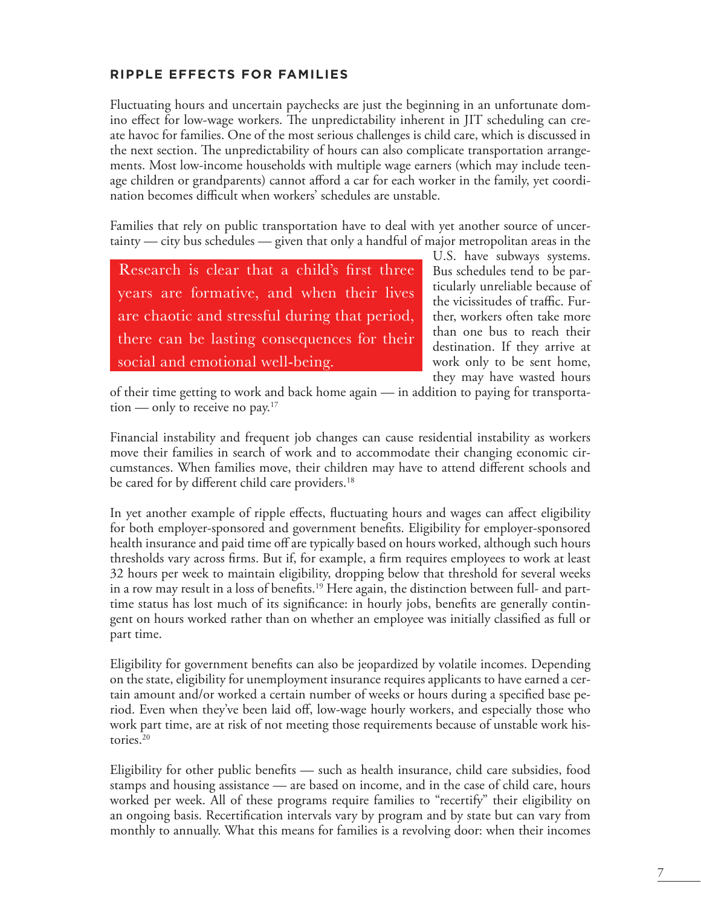## RIPPLE EFFECTS FOR FAMILIES

Fluctuating hours and uncertain paychecks are just the beginning in an unfortunate domino effect for low-wage workers. The unpredictability inherent in JIT scheduling can create havoc for families. One of the most serious challenges is child care, which is discussed in the next section. The unpredictability of hours can also complicate transportation arrangements. Most low-income households with multiple wage earners (which may include teenage children or grandparents) cannot afford a car for each worker in the family, yet coordination becomes difficult when workers' schedules are unstable.

Families that rely on public transportation have to deal with yet another source of uncertainty — city bus schedules — given that only a handful of major metropolitan areas in the U.S. have subways systems. Bus schedules tend to be particularly unreliable because of the vicissitudes of traffic. Further, workers often take more than one bus to reach their destination. If they arrive at work only to be sent home, they may have wasted hours of their time getting to work and back home again — in addition to paying for transportation — only to receive no pay.[17]

> Research is clear that a child's first three years are formative, and when their lives are chaotic and stressful during that period, there can be lasting consequences for their social and emotional well-being.

Financial instability and frequent job changes can cause residential instability as workers move their families in search of work and to accommodate their changing economic circumstances. When families move, their children may have to attend different schools and be cared for by different child care providers.[18]

In yet another example of ripple effects, fluctuating hours and wages can affect eligibility for both employer-sponsored and government benefits. Eligibility for employer-sponsored health insurance and paid time off are typically based on hours worked, although such hours thresholds vary across firms. But if, for example, a firm requires employees to work at least 32 hours per week to maintain eligibility, dropping below that threshold for several weeks in a row may result in a loss of benefits.[19] Here again, the distinction between full- and part-time status has lost much of its significance: in hourly jobs, benefits are generally contingent on hours worked rather than on whether an employee was initially classified as full or part time.

Eligibility for government benefits can also be jeopardized by volatile incomes. Depending on the state, eligibility for unemployment insurance requires applicants to have earned a certain amount and/or worked a certain number of weeks or hours during a specified base period. Even when they've been laid off, low-wage hourly workers, and especially those who work part time, are at risk of not meeting those requirements because of unstable work histories.[20]

Eligibility for other public benefits — such as health insurance, child care subsidies, food stamps and housing assistance — are based on income, and in the case of child care, hours worked per week. All of these programs require families to "recertify" their eligibility on an ongoing basis. Recertification intervals vary by program and by state but can vary from monthly to annually. What this means for families is a revolving door: when their incomes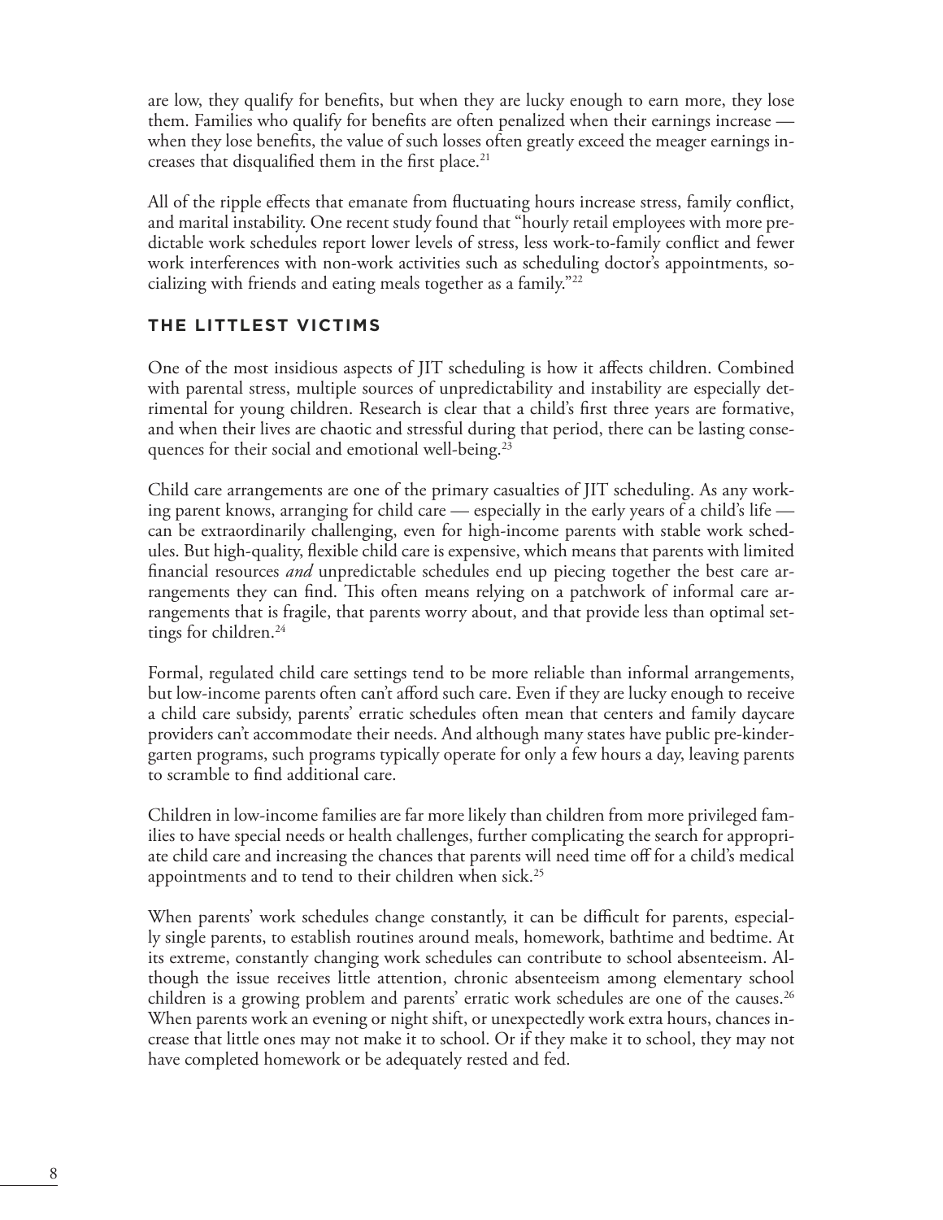are low, they qualify for benefits, but when they are lucky enough to earn more, they lose them. Families who qualify for benefits are often penalized when their earnings increase — when they lose benefits, the value of such losses often greatly exceed the meager earnings increases that disqualified them in the first place.[21]

All of the ripple effects that emanate from fluctuating hours increase stress, family conflict, and marital instability. One recent study found that "hourly retail employees with more predictable work schedules report lower levels of stress, less work-to-family conflict and fewer work interferences with non-work activities such as scheduling doctor's appointments, socializing with friends and eating meals together as a family."[22]

## THE LITTLEST VICTIMS

One of the most insidious aspects of JIT scheduling is how it affects children. Combined with parental stress, multiple sources of unpredictability and instability are especially detrimental for young children. Research is clear that a child's first three years are formative, and when their lives are chaotic and stressful during that period, there can be lasting consequences for their social and emotional well-being.[23]

Child care arrangements are one of the primary casualties of JIT scheduling. As any working parent knows, arranging for child care — especially in the early years of a child's life — can be extraordinarily challenging, even for high-income parents with stable work schedules. But high-quality, flexible child care is expensive, which means that parents with limited financial resources *and* unpredictable schedules end up piecing together the best care arrangements they can find. This often means relying on a patchwork of informal care arrangements that is fragile, that parents worry about, and that provide less than optimal settings for children.[24]

Formal, regulated child care settings tend to be more reliable than informal arrangements, but low-income parents often can't afford such care. Even if they are lucky enough to receive a child care subsidy, parents' erratic schedules often mean that centers and family daycare providers can't accommodate their needs. And although many states have public pre-kindergarten programs, such programs typically operate for only a few hours a day, leaving parents to scramble to find additional care.

Children in low-income families are far more likely than children from more privileged families to have special needs or health challenges, further complicating the search for appropriate child care and increasing the chances that parents will need time off for a child's medical appointments and to tend to their children when sick.[25]

When parents' work schedules change constantly, it can be difficult for parents, especially single parents, to establish routines around meals, homework, bathtime and bedtime. At its extreme, constantly changing work schedules can contribute to school absenteeism. Although the issue receives little attention, chronic absenteeism among elementary school children is a growing problem and parents' erratic work schedules are one of the causes.[26] When parents work an evening or night shift, or unexpectedly work extra hours, chances increase that little ones may not make it to school. Or if they make it to school, they may not have completed homework or be adequately rested and fed.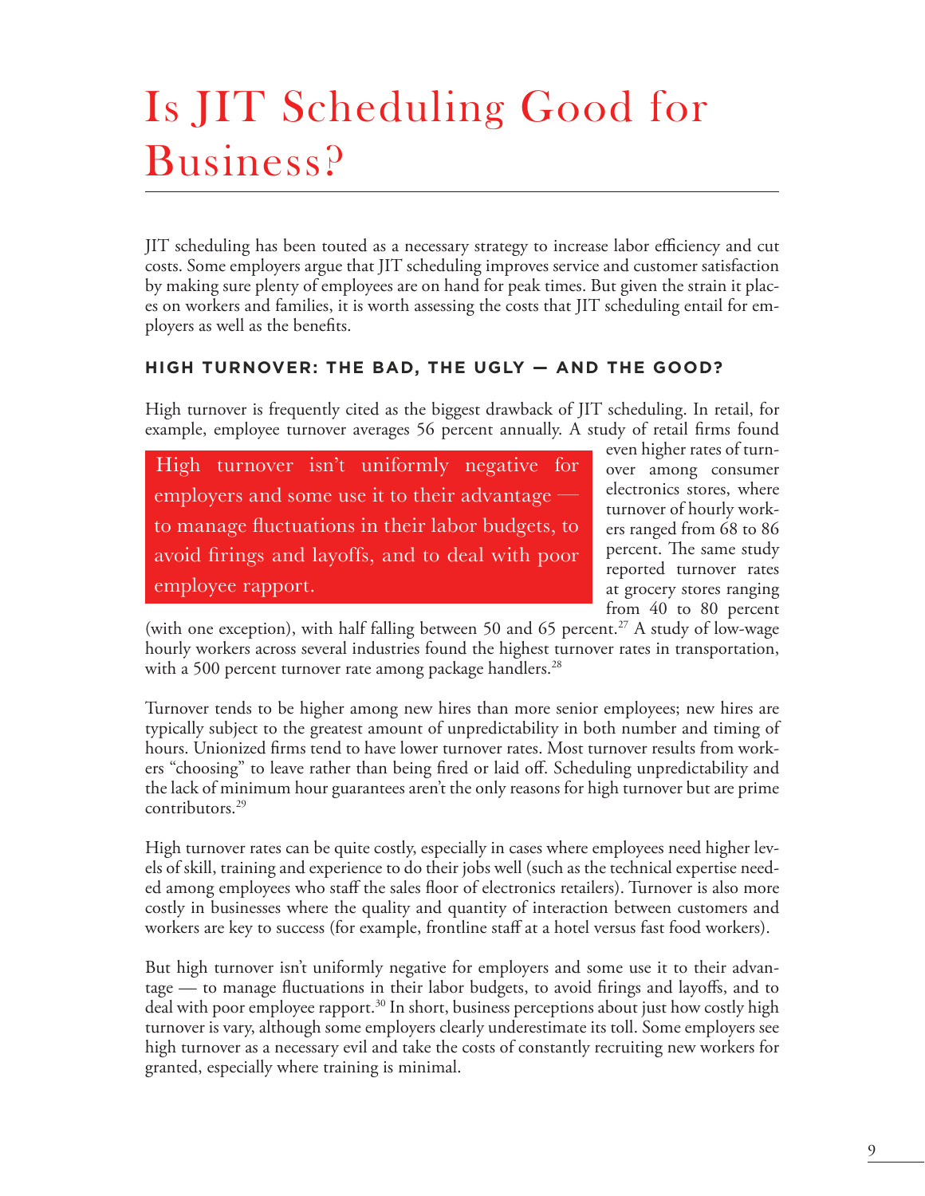# Is JIT Scheduling Good for Business?

JIT scheduling has been touted as a necessary strategy to increase labor efficiency and cut costs. Some employers argue that JIT scheduling improves service and customer satisfaction by making sure plenty of employees are on hand for peak times. But given the strain it places on workers and families, it is worth assessing the costs that JIT scheduling entail for employers as well as the benefits.

### HIGH TURNOVER: THE BAD, THE UGLY — AND THE GOOD?

High turnover is frequently cited as the biggest drawback of JIT scheduling. In retail, for example, employee turnover averages 56 percent annually. A study of retail firms found even higher rates of turnover among consumer electronics stores, where turnover of hourly workers ranged from 68 to 86 percent. The same study reported turnover rates at grocery stores ranging from 40 to 80 percent (with one exception), with half falling between 50 and 65 percent.[27] A study of low-wage hourly workers across several industries found the highest turnover rates in transportation, with a 500 percent turnover rate among package handlers.[28]

> High turnover isn't uniformly negative for employers and some use it to their advantage — to manage fluctuations in their labor budgets, to avoid firings and layoffs, and to deal with poor employee rapport.

Turnover tends to be higher among new hires than more senior employees; new hires are typically subject to the greatest amount of unpredictability in both number and timing of hours. Unionized firms tend to have lower turnover rates. Most turnover results from workers "choosing" to leave rather than being fired or laid off. Scheduling unpredictability and the lack of minimum hour guarantees aren't the only reasons for high turnover but are prime contributors.[29]

High turnover rates can be quite costly, especially in cases where employees need higher levels of skill, training and experience to do their jobs well (such as the technical expertise needed among employees who staff the sales floor of electronics retailers). Turnover is also more costly in businesses where the quality and quantity of interaction between customers and workers are key to success (for example, frontline staff at a hotel versus fast food workers).

But high turnover isn't uniformly negative for employers and some use it to their advantage — to manage fluctuations in their labor budgets, to avoid firings and layoffs, and to deal with poor employee rapport.[30] In short, business perceptions about just how costly high turnover is vary, although some employers clearly underestimate its toll. Some employers see high turnover as a necessary evil and take the costs of constantly recruiting new workers for granted, especially where training is minimal.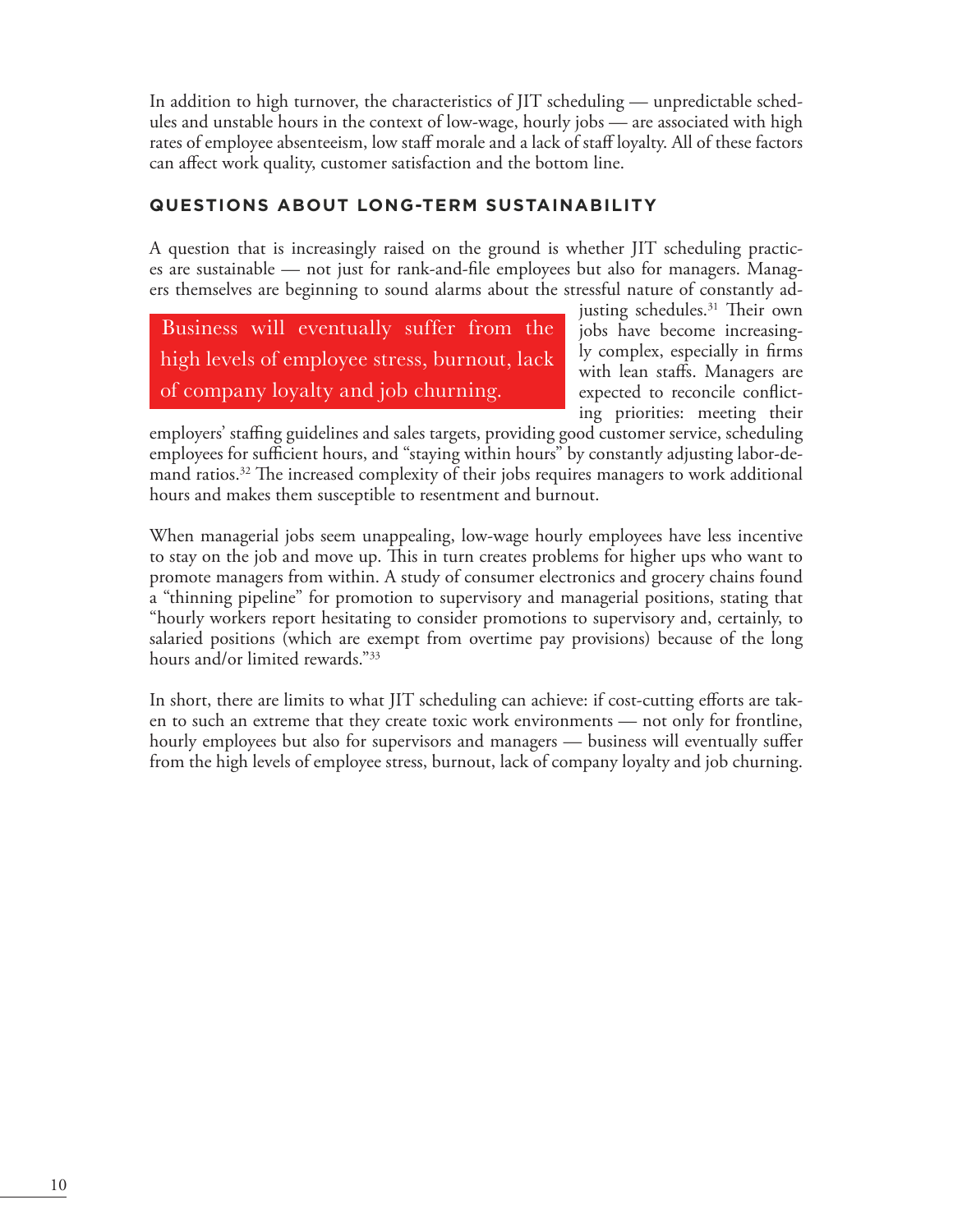In addition to high turnover, the characteristics of JIT scheduling — unpredictable schedules and unstable hours in the context of low-wage, hourly jobs — are associated with high rates of employee absenteeism, low staff morale and a lack of staff loyalty. All of these factors can affect work quality, customer satisfaction and the bottom line.

## QUESTIONS ABOUT LONG-TERM SUSTAINABILITY

A question that is increasingly raised on the ground is whether JIT scheduling practices are sustainable — not just for rank-and-file employees but also for managers. Managers themselves are beginning to sound alarms about the stressful nature of constantly adjusting schedules.[31] Their own jobs have become increasingly complex, especially in firms with lean staffs. Managers are expected to reconcile conflicting priorities: meeting their employers' staffing guidelines and sales targets, providing good customer service, scheduling employees for sufficient hours, and "staying within hours" by constantly adjusting labor-demand ratios.[32] The increased complexity of their jobs requires managers to work additional hours and makes them susceptible to resentment and burnout.

> Business will eventually suffer from the high levels of employee stress, burnout, lack of company loyalty and job churning.

When managerial jobs seem unappealing, low-wage hourly employees have less incentive to stay on the job and move up. This in turn creates problems for higher ups who want to promote managers from within. A study of consumer electronics and grocery chains found a "thinning pipeline" for promotion to supervisory and managerial positions, stating that "hourly workers report hesitating to consider promotions to supervisory and, certainly, to salaried positions (which are exempt from overtime pay provisions) because of the long hours and/or limited rewards."[33]

In short, there are limits to what JIT scheduling can achieve: if cost-cutting efforts are taken to such an extreme that they create toxic work environments — not only for frontline, hourly employees but also for supervisors and managers — business will eventually suffer from the high levels of employee stress, burnout, lack of company loyalty and job churning.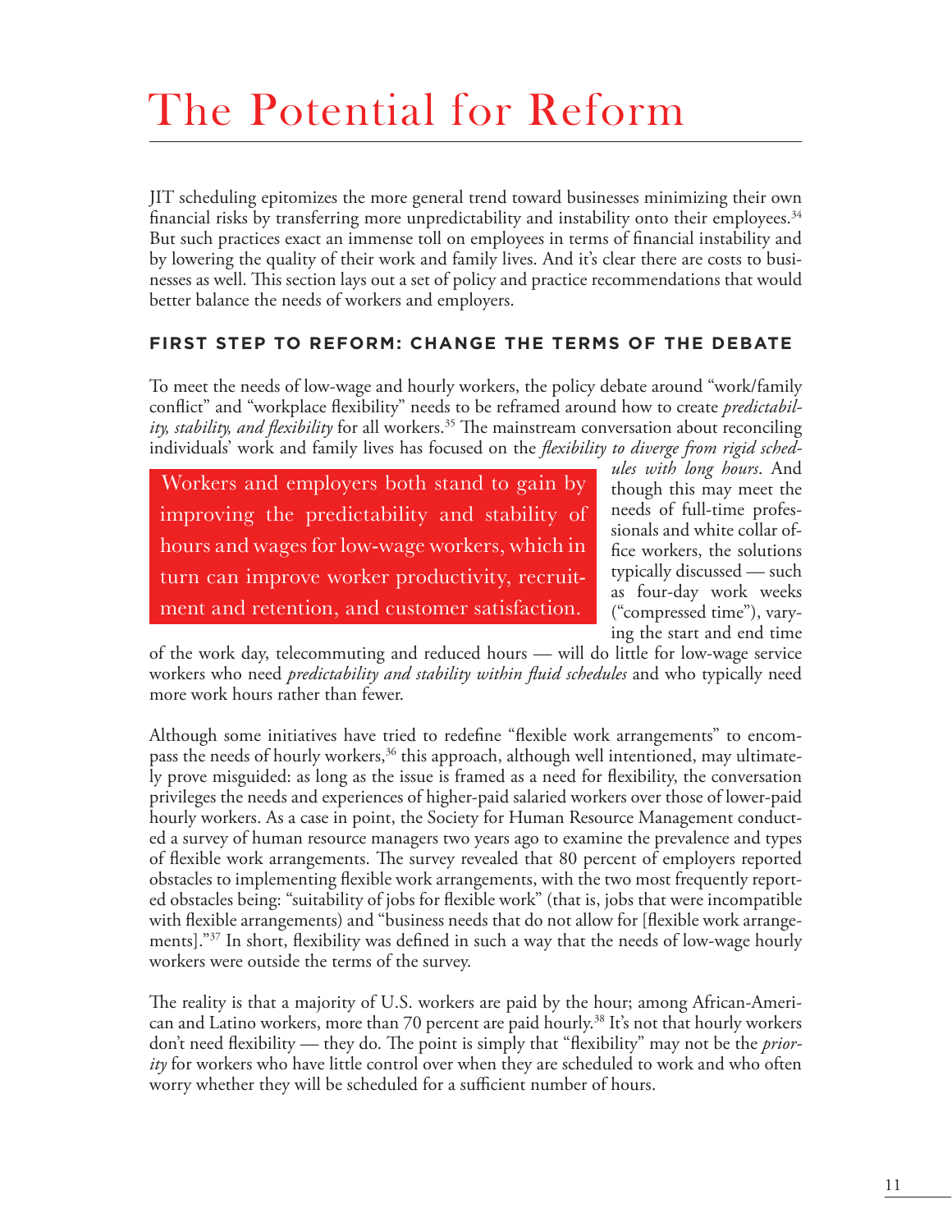# The Potential for Reform

JIT scheduling epitomizes the more general trend toward businesses minimizing their own financial risks by transferring more unpredictability and instability onto their employees.[34] But such practices exact an immense toll on employees in terms of financial instability and by lowering the quality of their work and family lives. And it's clear there are costs to businesses as well. This section lays out a set of policy and practice recommendations that would better balance the needs of workers and employers.

## FIRST STEP TO REFORM: CHANGE THE TERMS OF THE DEBATE

To meet the needs of low-wage and hourly workers, the policy debate around "work/family conflict" and "workplace flexibility" needs to be reframed around how to create *predictability, stability, and flexibility* for all workers.[35] The mainstream conversation about reconciling individuals' work and family lives has focused on the *flexibility to diverge from rigid schedules with long hours*. And though this may meet the needs of full-time professionals and white collar office workers, the solutions typically discussed — such as four-day work weeks ("compressed time"), varying the start and end time of the work day, telecommuting and reduced hours — will do little for low-wage service workers who need *predictability and stability within fluid schedules* and who typically need more work hours rather than fewer.

> Workers and employers both stand to gain by improving the predictability and stability of hours and wages for low-wage workers, which in turn can improve worker productivity, recruitment and retention, and customer satisfaction.

Although some initiatives have tried to redefine "flexible work arrangements" to encompass the needs of hourly workers,[36] this approach, although well intentioned, may ultimately prove misguided: as long as the issue is framed as a need for flexibility, the conversation privileges the needs and experiences of higher-paid salaried workers over those of lower-paid hourly workers. As a case in point, the Society for Human Resource Management conducted a survey of human resource managers two years ago to examine the prevalence and types of flexible work arrangements. The survey revealed that 80 percent of employers reported obstacles to implementing flexible work arrangements, with the two most frequently reported obstacles being: "suitability of jobs for flexible work" (that is, jobs that were incompatible with flexible arrangements) and "business needs that do not allow for [flexible work arrangements]."[37] In short, flexibility was defined in such a way that the needs of low-wage hourly workers were outside the terms of the survey.

The reality is that a majority of U.S. workers are paid by the hour; among African-American and Latino workers, more than 70 percent are paid hourly.[38] It's not that hourly workers don't need flexibility — they do. The point is simply that "flexibility" may not be the *priority* for workers who have little control over when they are scheduled to work and who often worry whether they will be scheduled for a sufficient number of hours.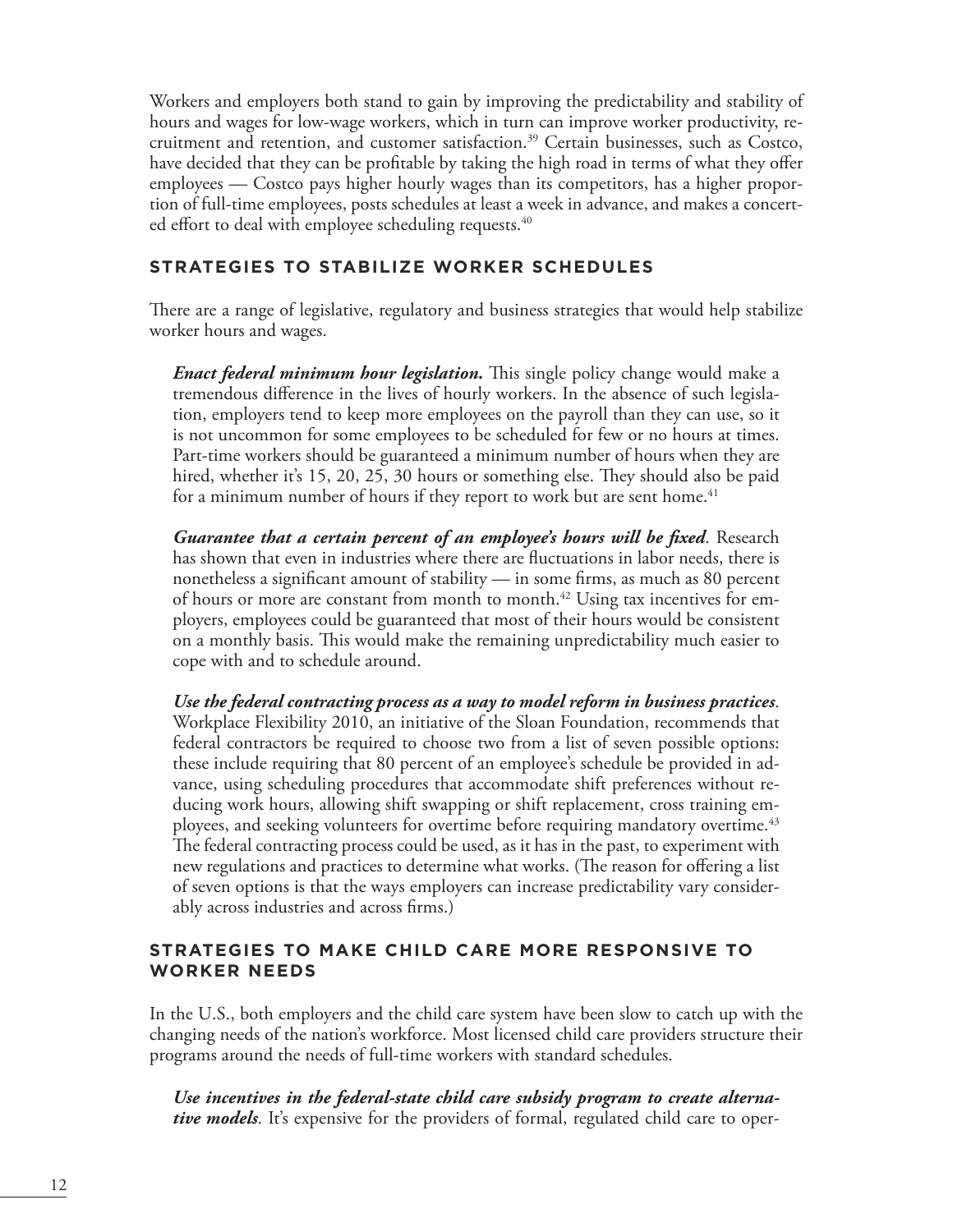Workers and employers both stand to gain by improving the predictability and stability of hours and wages for low-wage workers, which in turn can improve worker productivity, recruitment and retention, and customer satisfaction.[39] Certain businesses, such as Costco, have decided that they can be profitable by taking the high road in terms of what they offer employees — Costco pays higher hourly wages than its competitors, has a higher proportion of full-time employees, posts schedules at least a week in advance, and makes a concerted effort to deal with employee scheduling requests.[40]

## STRATEGIES TO STABILIZE WORKER SCHEDULES

There are a range of legislative, regulatory and business strategies that would help stabilize worker hours and wages.

***Enact federal minimum hour legislation.*** This single policy change would make a tremendous difference in the lives of hourly workers. In the absence of such legislation, employers tend to keep more employees on the payroll than they can use, so it is not uncommon for some employees to be scheduled for few or no hours at times. Part-time workers should be guaranteed a minimum number of hours when they are hired, whether it's 15, 20, 25, 30 hours or something else. They should also be paid for a minimum number of hours if they report to work but are sent home.[41]

***Guarantee that a certain percent of an employee's hours will be fixed***. Research has shown that even in industries where there are fluctuations in labor needs, there is nonetheless a significant amount of stability — in some firms, as much as 80 percent of hours or more are constant from month to month.[42] Using tax incentives for employers, employees could be guaranteed that most of their hours would be consistent on a monthly basis. This would make the remaining unpredictability much easier to cope with and to schedule around.

***Use the federal contracting process as a way to model reform in business practices***. Workplace Flexibility 2010, an initiative of the Sloan Foundation, recommends that federal contractors be required to choose two from a list of seven possible options: these include requiring that 80 percent of an employee's schedule be provided in advance, using scheduling procedures that accommodate shift preferences without reducing work hours, allowing shift swapping or shift replacement, cross training employees, and seeking volunteers for overtime before requiring mandatory overtime.[43] The federal contracting process could be used, as it has in the past, to experiment with new regulations and practices to determine what works. (The reason for offering a list of seven options is that the ways employers can increase predictability vary considerably across industries and across firms.)

## STRATEGIES TO MAKE CHILD CARE MORE RESPONSIVE TO WORKER NEEDS

In the U.S., both employers and the child care system have been slow to catch up with the changing needs of the nation's workforce. Most licensed child care providers structure their programs around the needs of full-time workers with standard schedules.

***Use incentives in the federal-state child care subsidy program to create alternative models***. It's expensive for the providers of formal, regulated child care to oper-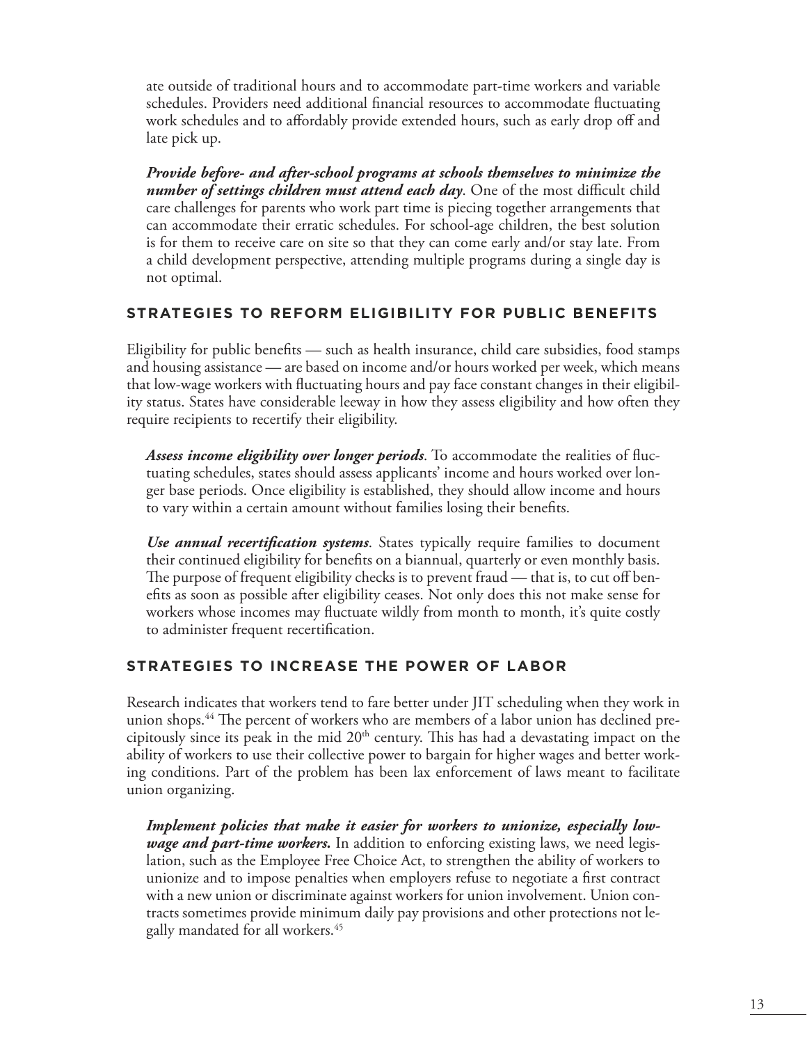ate outside of traditional hours and to accommodate part-time workers and variable schedules. Providers need additional financial resources to accommodate fluctuating work schedules and to affordably provide extended hours, such as early drop off and late pick up.

***Provide before- and after-school programs at schools themselves to minimize the number of settings children must attend each day***. One of the most difficult child care challenges for parents who work part time is piecing together arrangements that can accommodate their erratic schedules. For school-age children, the best solution is for them to receive care on site so that they can come early and/or stay late. From a child development perspective, attending multiple programs during a single day is not optimal.

## STRATEGIES TO REFORM ELIGIBILITY FOR PUBLIC BENEFITS

Eligibility for public benefits — such as health insurance, child care subsidies, food stamps and housing assistance — are based on income and/or hours worked per week, which means that low-wage workers with fluctuating hours and pay face constant changes in their eligibility status. States have considerable leeway in how they assess eligibility and how often they require recipients to recertify their eligibility.

***Assess income eligibility over longer periods***. To accommodate the realities of fluctuating schedules, states should assess applicants' income and hours worked over longer base periods. Once eligibility is established, they should allow income and hours to vary within a certain amount without families losing their benefits.

***Use annual recertification systems***. States typically require families to document their continued eligibility for benefits on a biannual, quarterly or even monthly basis. The purpose of frequent eligibility checks is to prevent fraud — that is, to cut off benefits as soon as possible after eligibility ceases. Not only does this not make sense for workers whose incomes may fluctuate wildly from month to month, it's quite costly to administer frequent recertification.

## STRATEGIES TO INCREASE THE POWER OF LABOR

Research indicates that workers tend to fare better under JIT scheduling when they work in union shops.[44] The percent of workers who are members of a labor union has declined precipitously since its peak in the mid 20th century. This has had a devastating impact on the ability of workers to use their collective power to bargain for higher wages and better working conditions. Part of the problem has been lax enforcement of laws meant to facilitate union organizing.

***Implement policies that make it easier for workers to unionize, especially low-wage and part-time workers.*** In addition to enforcing existing laws, we need legislation, such as the Employee Free Choice Act, to strengthen the ability of workers to unionize and to impose penalties when employers refuse to negotiate a first contract with a new union or discriminate against workers for union involvement. Union contracts sometimes provide minimum daily pay provisions and other protections not legally mandated for all workers.[45]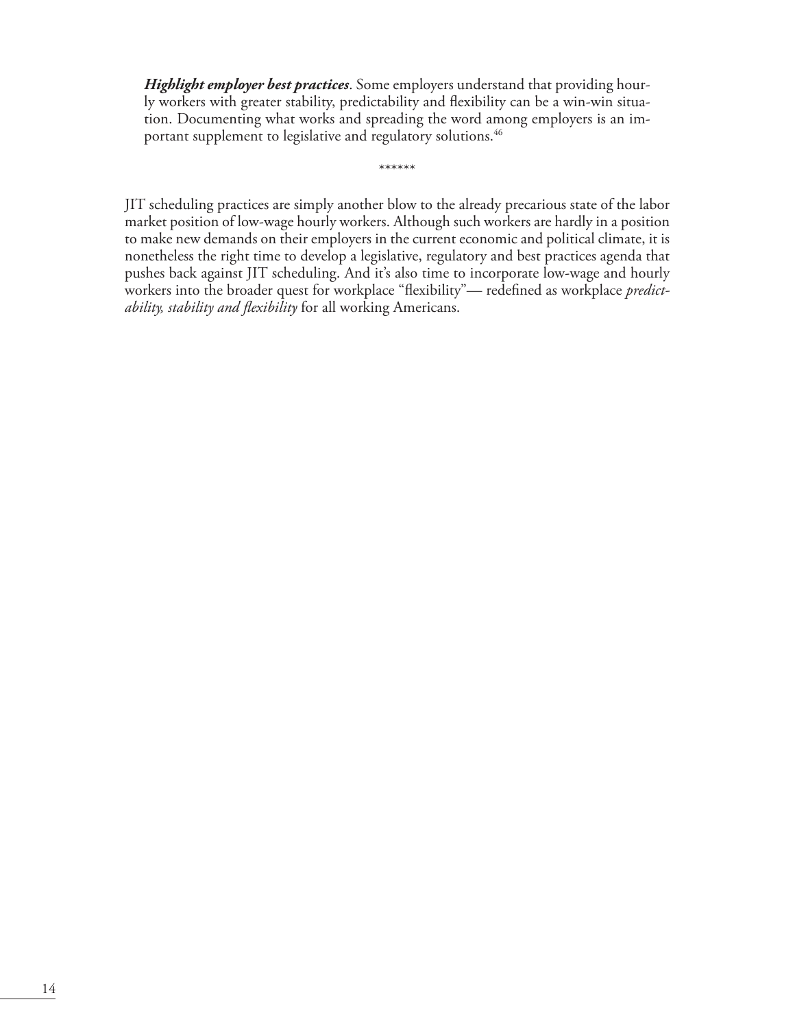***Highlight employer best practices***. Some employers understand that providing hourly workers with greater stability, predictability and flexibility can be a win-win situation. Documenting what works and spreading the word among employers is an important supplement to legislative and regulatory solutions.[46]

******

JIT scheduling practices are simply another blow to the already precarious state of the labor market position of low-wage hourly workers. Although such workers are hardly in a position to make new demands on their employers in the current economic and political climate, it is nonetheless the right time to develop a legislative, regulatory and best practices agenda that pushes back against JIT scheduling. And it's also time to incorporate low-wage and hourly workers into the broader quest for workplace "flexibility"— redefined as workplace *predictability, stability and flexibility* for all working Americans.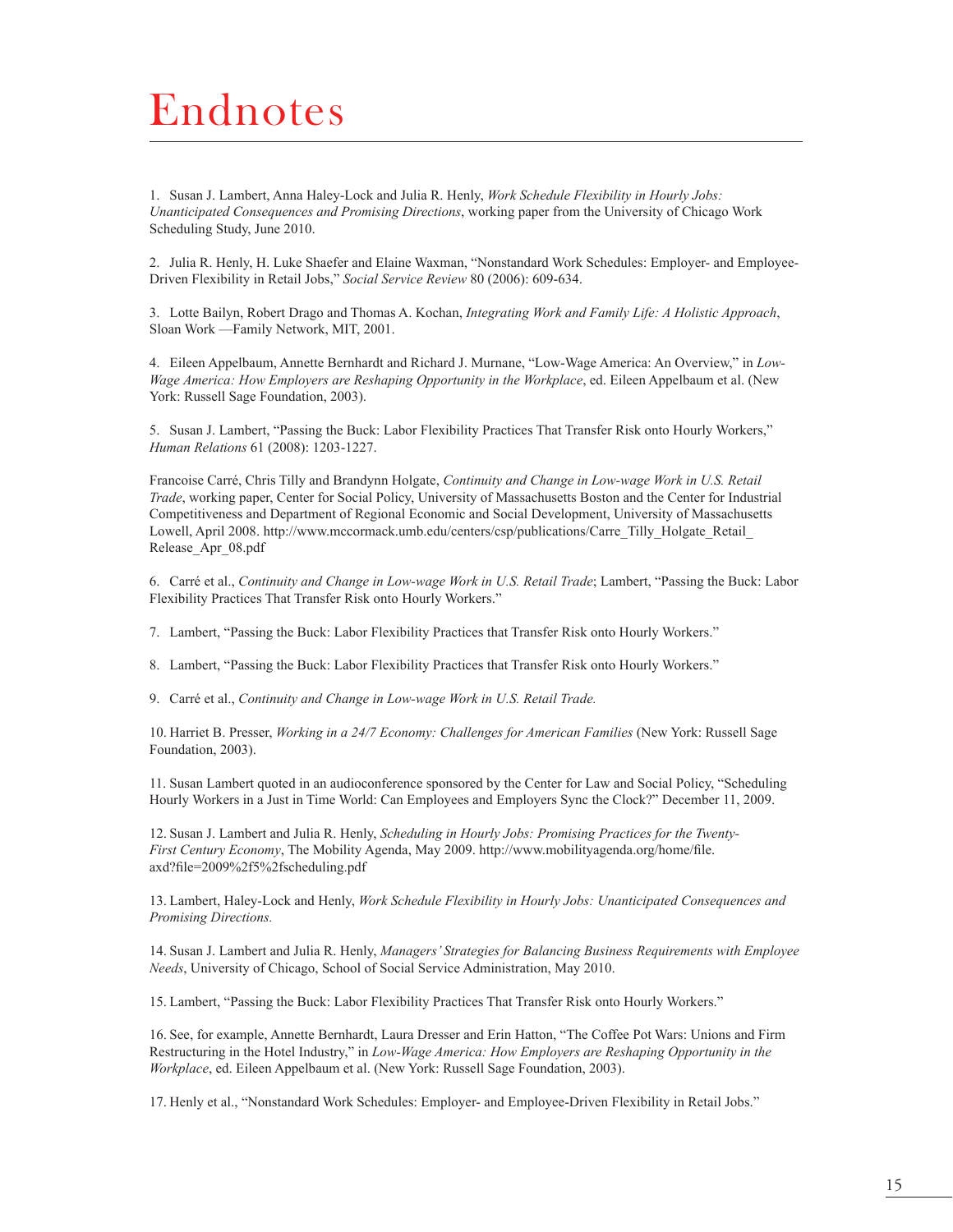# Endnotes

1. Susan J. Lambert, Anna Haley-Lock and Julia R. Henly, *Work Schedule Flexibility in Hourly Jobs: Unanticipated Consequences and Promising Directions*, working paper from the University of Chicago Work Scheduling Study, June 2010.

2. Julia R. Henly, H. Luke Shaefer and Elaine Waxman, "Nonstandard Work Schedules: Employer- and Employee-Driven Flexibility in Retail Jobs," *Social Service Review* 80 (2006): 609-634.

3. Lotte Bailyn, Robert Drago and Thomas A. Kochan, *Integrating Work and Family Life: A Holistic Approach*, Sloan Work —Family Network, MIT, 2001.

4. Eileen Appelbaum, Annette Bernhardt and Richard J. Murnane, "Low-Wage America: An Overview," in *Low-Wage America: How Employers are Reshaping Opportunity in the Workplace*, ed. Eileen Appelbaum et al. (New York: Russell Sage Foundation, 2003).

5. Susan J. Lambert, "Passing the Buck: Labor Flexibility Practices That Transfer Risk onto Hourly Workers," *Human Relations* 61 (2008): 1203-1227.

Francoise Carré, Chris Tilly and Brandynn Holgate, *Continuity and Change in Low-wage Work in U.S. Retail Trade*, working paper, Center for Social Policy, University of Massachusetts Boston and the Center for Industrial Competitiveness and Department of Regional Economic and Social Development, University of Massachusetts Lowell, April 2008. http://www.mccormack.umb.edu/centers/csp/publications/Carre_Tilly_Holgate_Retail_Release_Apr_08.pdf

6. Carré et al., *Continuity and Change in Low-wage Work in U.S. Retail Trade*; Lambert, "Passing the Buck: Labor Flexibility Practices That Transfer Risk onto Hourly Workers."

7. Lambert, "Passing the Buck: Labor Flexibility Practices that Transfer Risk onto Hourly Workers."

8. Lambert, "Passing the Buck: Labor Flexibility Practices that Transfer Risk onto Hourly Workers."

9. Carré et al., *Continuity and Change in Low-wage Work in U.S. Retail Trade.*

10. Harriet B. Presser, *Working in a 24/7 Economy: Challenges for American Families* (New York: Russell Sage Foundation, 2003).

11. Susan Lambert quoted in an audioconference sponsored by the Center for Law and Social Policy, "Scheduling Hourly Workers in a Just in Time World: Can Employees and Employers Sync the Clock?" December 11, 2009.

12. Susan J. Lambert and Julia R. Henly, *Scheduling in Hourly Jobs: Promising Practices for the Twenty-First Century Economy*, The Mobility Agenda, May 2009. http://www.mobilityagenda.org/home/file.axd?file=2009%2f5%2fscheduling.pdf

13. Lambert, Haley-Lock and Henly, *Work Schedule Flexibility in Hourly Jobs: Unanticipated Consequences and Promising Directions.*

14. Susan J. Lambert and Julia R. Henly, *Managers' Strategies for Balancing Business Requirements with Employee Needs*, University of Chicago, School of Social Service Administration, May 2010.

15. Lambert, "Passing the Buck: Labor Flexibility Practices That Transfer Risk onto Hourly Workers."

16. See, for example, Annette Bernhardt, Laura Dresser and Erin Hatton, "The Coffee Pot Wars: Unions and Firm Restructuring in the Hotel Industry," in *Low-Wage America: How Employers are Reshaping Opportunity in the Workplace*, ed. Eileen Appelbaum et al. (New York: Russell Sage Foundation, 2003).

17. Henly et al., "Nonstandard Work Schedules: Employer- and Employee-Driven Flexibility in Retail Jobs."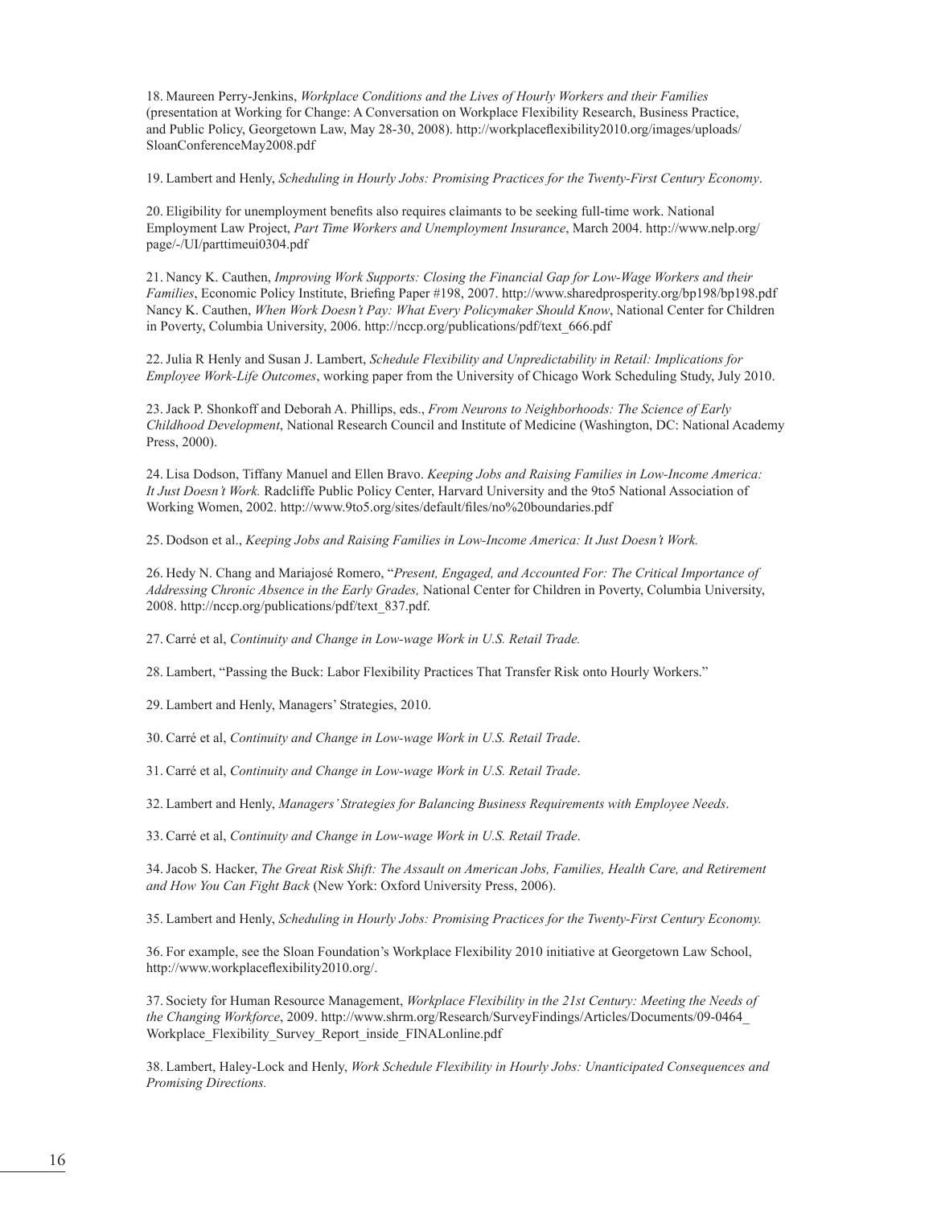18. Maureen Perry-Jenkins, *Workplace Conditions and the Lives of Hourly Workers and their Families* (presentation at Working for Change: A Conversation on Workplace Flexibility Research, Business Practice, and Public Policy, Georgetown Law, May 28-30, 2008). http://workplaceflexibility2010.org/images/uploads/SloanConferenceMay2008.pdf

19. Lambert and Henly, *Scheduling in Hourly Jobs: Promising Practices for the Twenty-First Century Economy*.

20. Eligibility for unemployment benefits also requires claimants to be seeking full-time work. National Employment Law Project, *Part Time Workers and Unemployment Insurance*, March 2004. http://www.nelp.org/page/-/UI/parttimeui0304.pdf

21. Nancy K. Cauthen, *Improving Work Supports: Closing the Financial Gap for Low-Wage Workers and their Families*, Economic Policy Institute, Briefing Paper #198, 2007. http://www.sharedprosperity.org/bp198/bp198.pdf Nancy K. Cauthen, *When Work Doesn't Pay: What Every Policymaker Should Know*, National Center for Children in Poverty, Columbia University, 2006. http://nccp.org/publications/pdf/text_666.pdf

22. Julia R Henly and Susan J. Lambert, *Schedule Flexibility and Unpredictability in Retail: Implications for Employee Work-Life Outcomes*, working paper from the University of Chicago Work Scheduling Study, July 2010.

23. Jack P. Shonkoff and Deborah A. Phillips, eds., *From Neurons to Neighborhoods: The Science of Early Childhood Development*, National Research Council and Institute of Medicine (Washington, DC: National Academy Press, 2000).

24. Lisa Dodson, Tiffany Manuel and Ellen Bravo. *Keeping Jobs and Raising Families in Low-Income America: It Just Doesn't Work.* Radcliffe Public Policy Center, Harvard University and the 9to5 National Association of Working Women, 2002. http://www.9to5.org/sites/default/files/no%20boundaries.pdf

25. Dodson et al., *Keeping Jobs and Raising Families in Low-Income America: It Just Doesn't Work.*

26. Hedy N. Chang and Mariajosé Romero, "*Present, Engaged, and Accounted For: The Critical Importance of Addressing Chronic Absence in the Early Grades,* National Center for Children in Poverty, Columbia University, 2008. http://nccp.org/publications/pdf/text_837.pdf.

27. Carré et al, *Continuity and Change in Low-wage Work in U.S. Retail Trade.*

28. Lambert, "Passing the Buck: Labor Flexibility Practices That Transfer Risk onto Hourly Workers."

29. Lambert and Henly, Managers' Strategies, 2010.

30. Carré et al, *Continuity and Change in Low-wage Work in U.S. Retail Trade*.

31. Carré et al, *Continuity and Change in Low-wage Work in U.S. Retail Trade*.

32. Lambert and Henly, *Managers' Strategies for Balancing Business Requirements with Employee Needs*.

33. Carré et al, *Continuity and Change in Low-wage Work in U.S. Retail Trade*.

34. Jacob S. Hacker, *The Great Risk Shift: The Assault on American Jobs, Families, Health Care, and Retirement and How You Can Fight Back* (New York: Oxford University Press, 2006).

35. Lambert and Henly, *Scheduling in Hourly Jobs: Promising Practices for the Twenty-First Century Economy.*

36. For example, see the Sloan Foundation's Workplace Flexibility 2010 initiative at Georgetown Law School, http://www.workplaceflexibility2010.org/.

37. Society for Human Resource Management, *Workplace Flexibility in the 21st Century: Meeting the Needs of the Changing Workforce*, 2009. http://www.shrm.org/Research/SurveyFindings/Articles/Documents/09-0464_Workplace_Flexibility_Survey_Report_inside_FINALonline.pdf

38. Lambert, Haley-Lock and Henly, *Work Schedule Flexibility in Hourly Jobs: Unanticipated Consequences and Promising Directions.*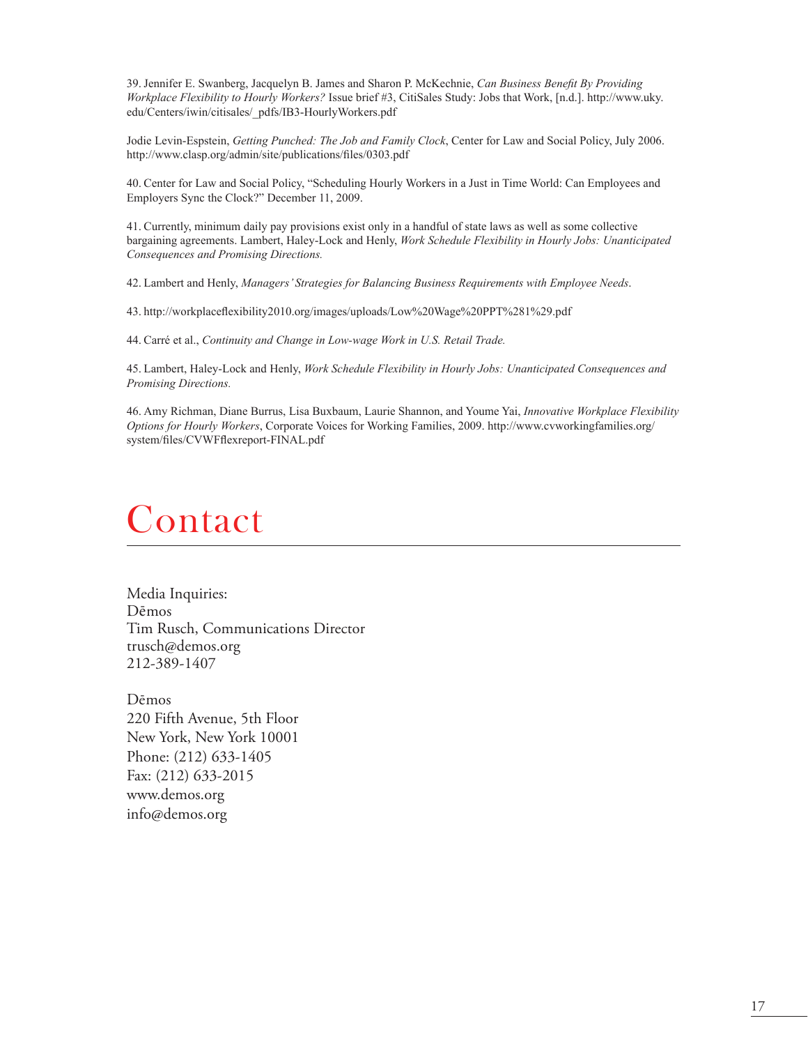39. Jennifer E. Swanberg, Jacquelyn B. James and Sharon P. McKechnie, *Can Business Benefit By Providing Workplace Flexibility to Hourly Workers?* Issue brief #3, CitiSales Study: Jobs that Work, [n.d.]. http://www.uky.edu/Centers/iwin/citisales/_pdfs/IB3-HourlyWorkers.pdf

Jodie Levin-Espstein, *Getting Punched: The Job and Family Clock*, Center for Law and Social Policy, July 2006. http://www.clasp.org/admin/site/publications/files/0303.pdf

40. Center for Law and Social Policy, "Scheduling Hourly Workers in a Just in Time World: Can Employees and Employers Sync the Clock?" December 11, 2009.

41. Currently, minimum daily pay provisions exist only in a handful of state laws as well as some collective bargaining agreements. Lambert, Haley-Lock and Henly, *Work Schedule Flexibility in Hourly Jobs: Unanticipated Consequences and Promising Directions.*

42. Lambert and Henly, *Managers' Strategies for Balancing Business Requirements with Employee Needs*.

43. http://workplaceflexibility2010.org/images/uploads/Low%20Wage%20PPT%281%29.pdf

44. Carré et al., *Continuity and Change in Low-wage Work in U.S. Retail Trade.*

45. Lambert, Haley-Lock and Henly, *Work Schedule Flexibility in Hourly Jobs: Unanticipated Consequences and Promising Directions.*

46. Amy Richman, Diane Burrus, Lisa Buxbaum, Laurie Shannon, and Youme Yai, *Innovative Workplace Flexibility Options for Hourly Workers*, Corporate Voices for Working Families, 2009. http://www.cvworkingfamilies.org/system/files/CVWFflexreport-FINAL.pdf

# Contact

Media Inquiries:
Dēmos
Tim Rusch, Communications Director
trusch@demos.org
212-389-1407

Dēmos
220 Fifth Avenue, 5th Floor
New York, New York 10001
Phone: (212) 633-1405
Fax: (212) 633-2015
www.demos.org
info@demos.org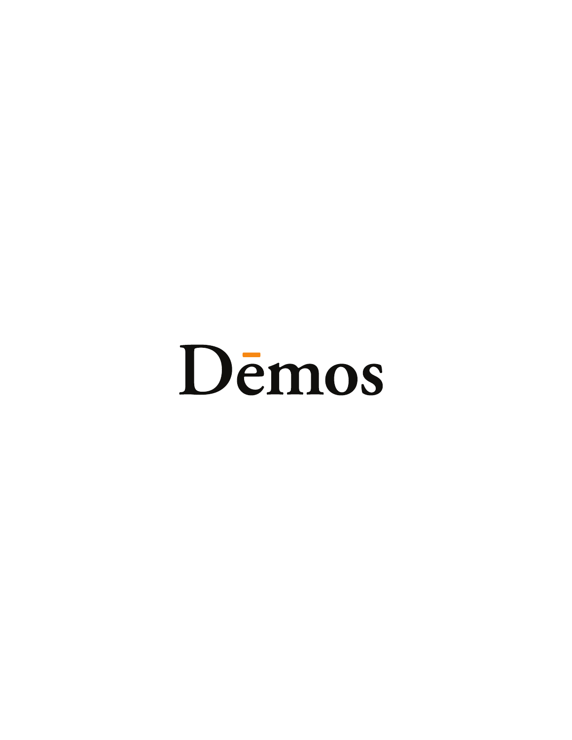Dēmos